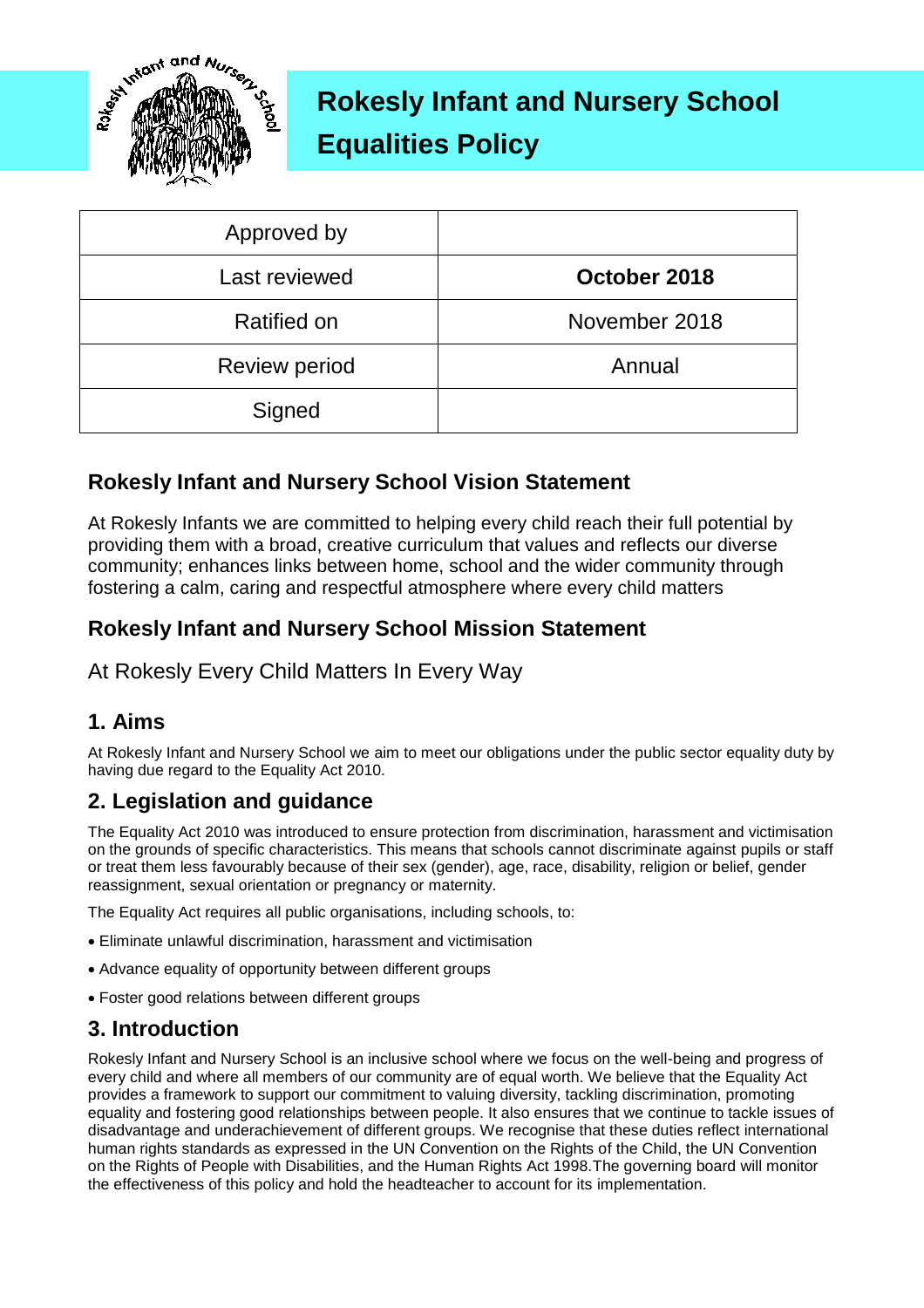# Rokesly Infant and Nursery School Equalities Policy

| Approved by | |
|---|---|
| Last reviewed | **October 2018** |
| Ratified on | November 2018 |
| Review period | Annual |
| Signed | |

## Rokesly Infant and Nursery School Vision Statement

At Rokesly Infants we are committed to helping every child reach their full potential by providing them with a broad, creative curriculum that values and reflects our diverse community; enhances links between home, school and the wider community through fostering a calm, caring and respectful atmosphere where every child matters

## Rokesly Infant and Nursery School Mission Statement

At Rokesly Every Child Matters In Every Way

## 1. Aims

At Rokesly Infant and Nursery School we aim to meet our obligations under the public sector equality duty by having due regard to the Equality Act 2010.

## 2. Legislation and guidance

The Equality Act 2010 was introduced to ensure protection from discrimination, harassment and victimisation on the grounds of specific characteristics. This means that schools cannot discriminate against pupils or staff or treat them less favourably because of their sex (gender), age, race, disability, religion or belief, gender reassignment, sexual orientation or pregnancy or maternity.

The Equality Act requires all public organisations, including schools, to:

- Eliminate unlawful discrimination, harassment and victimisation
- Advance equality of opportunity between different groups
- Foster good relations between different groups

## 3. Introduction

Rokesly Infant and Nursery School is an inclusive school where we focus on the well-being and progress of every child and where all members of our community are of equal worth. We believe that the Equality Act provides a framework to support our commitment to valuing diversity, tackling discrimination, promoting equality and fostering good relationships between people. It also ensures that we continue to tackle issues of disadvantage and underachievement of different groups. We recognise that these duties reflect international human rights standards as expressed in the UN Convention on the Rights of the Child, the UN Convention on the Rights of People with Disabilities, and the Human Rights Act 1998.The governing board will monitor the effectiveness of this policy and hold the headteacher to account for its implementation.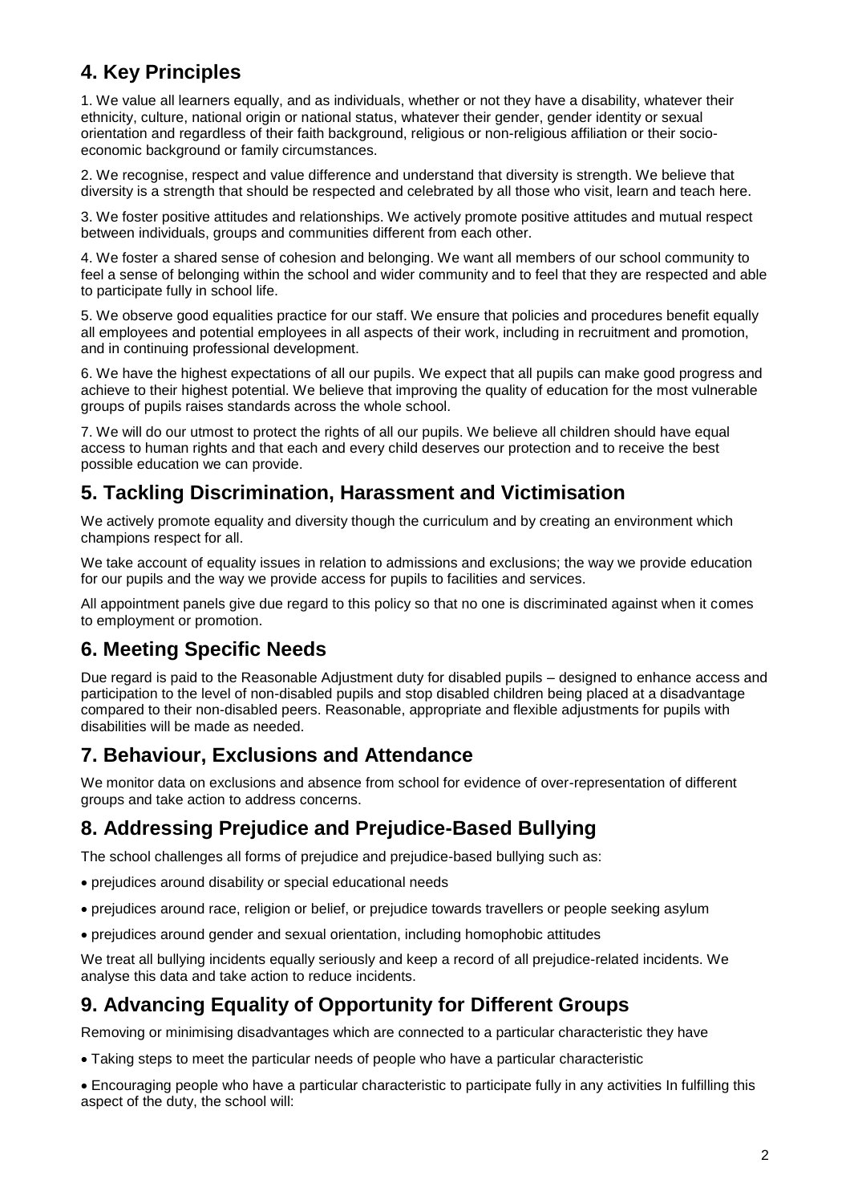## 4. Key Principles

1. We value all learners equally, and as individuals, whether or not they have a disability, whatever their ethnicity, culture, national origin or national status, whatever their gender, gender identity or sexual orientation and regardless of their faith background, religious or non-religious affiliation or their socio-economic background or family circumstances.

2. We recognise, respect and value difference and understand that diversity is strength. We believe that diversity is a strength that should be respected and celebrated by all those who visit, learn and teach here.

3. We foster positive attitudes and relationships. We actively promote positive attitudes and mutual respect between individuals, groups and communities different from each other.

4. We foster a shared sense of cohesion and belonging. We want all members of our school community to feel a sense of belonging within the school and wider community and to feel that they are respected and able to participate fully in school life.

5. We observe good equalities practice for our staff. We ensure that policies and procedures benefit equally all employees and potential employees in all aspects of their work, including in recruitment and promotion, and in continuing professional development.

6. We have the highest expectations of all our pupils. We expect that all pupils can make good progress and achieve to their highest potential. We believe that improving the quality of education for the most vulnerable groups of pupils raises standards across the whole school.

7. We will do our utmost to protect the rights of all our pupils. We believe all children should have equal access to human rights and that each and every child deserves our protection and to receive the best possible education we can provide.

## 5. Tackling Discrimination, Harassment and Victimisation

We actively promote equality and diversity though the curriculum and by creating an environment which champions respect for all.

We take account of equality issues in relation to admissions and exclusions; the way we provide education for our pupils and the way we provide access for pupils to facilities and services.

All appointment panels give due regard to this policy so that no one is discriminated against when it comes to employment or promotion.

## 6. Meeting Specific Needs

Due regard is paid to the Reasonable Adjustment duty for disabled pupils – designed to enhance access and participation to the level of non-disabled pupils and stop disabled children being placed at a disadvantage compared to their non-disabled peers. Reasonable, appropriate and flexible adjustments for pupils with disabilities will be made as needed.

## 7. Behaviour, Exclusions and Attendance

We monitor data on exclusions and absence from school for evidence of over-representation of different groups and take action to address concerns.

## 8. Addressing Prejudice and Prejudice-Based Bullying

The school challenges all forms of prejudice and prejudice-based bullying such as:

- prejudices around disability or special educational needs
- prejudices around race, religion or belief, or prejudice towards travellers or people seeking asylum
- prejudices around gender and sexual orientation, including homophobic attitudes

We treat all bullying incidents equally seriously and keep a record of all prejudice-related incidents. We analyse this data and take action to reduce incidents.

## 9. Advancing Equality of Opportunity for Different Groups

Removing or minimising disadvantages which are connected to a particular characteristic they have

- Taking steps to meet the particular needs of people who have a particular characteristic
- Encouraging people who have a particular characteristic to participate fully in any activities In fulfilling this aspect of the duty, the school will: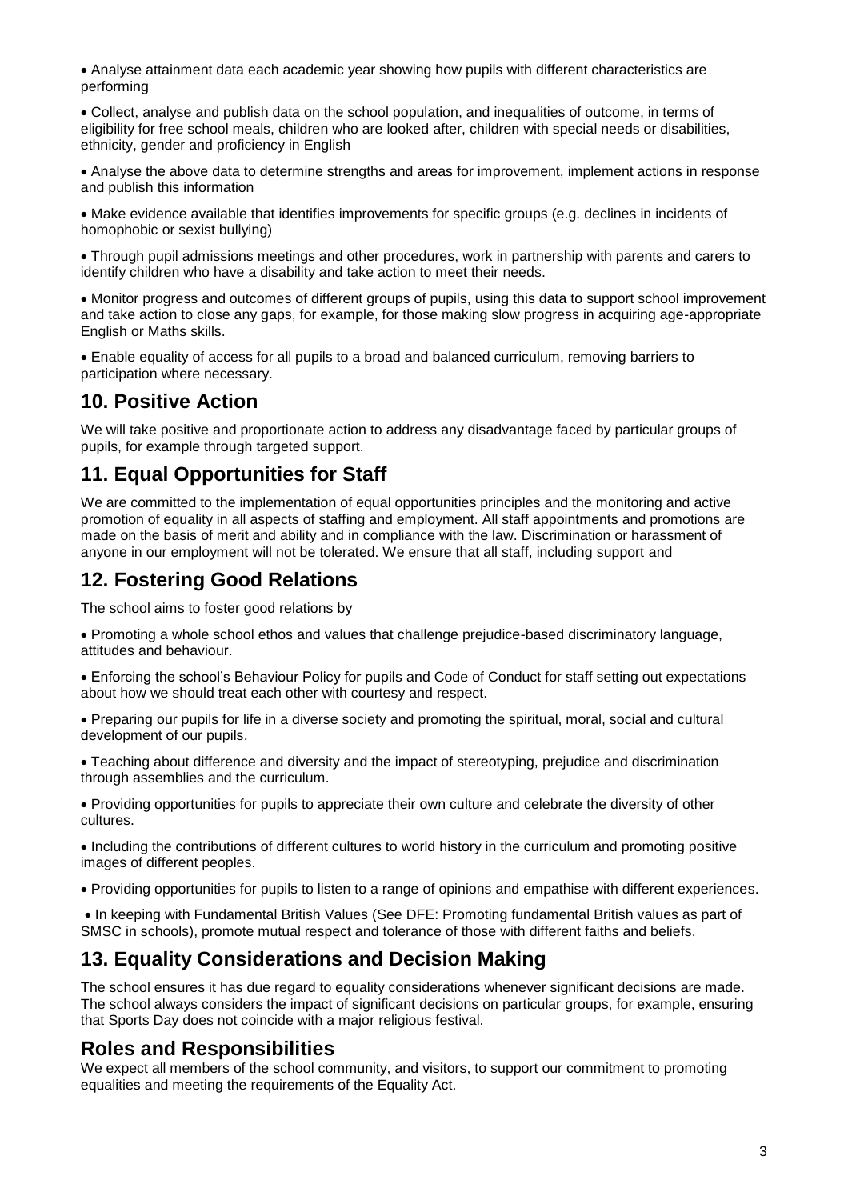- Analyse attainment data each academic year showing how pupils with different characteristics are performing
- Collect, analyse and publish data on the school population, and inequalities of outcome, in terms of eligibility for free school meals, children who are looked after, children with special needs or disabilities, ethnicity, gender and proficiency in English
- Analyse the above data to determine strengths and areas for improvement, implement actions in response and publish this information
- Make evidence available that identifies improvements for specific groups (e.g. declines in incidents of homophobic or sexist bullying)
- Through pupil admissions meetings and other procedures, work in partnership with parents and carers to identify children who have a disability and take action to meet their needs.
- Monitor progress and outcomes of different groups of pupils, using this data to support school improvement and take action to close any gaps, for example, for those making slow progress in acquiring age-appropriate English or Maths skills.
- Enable equality of access for all pupils to a broad and balanced curriculum, removing barriers to participation where necessary.

## 10. Positive Action

We will take positive and proportionate action to address any disadvantage faced by particular groups of pupils, for example through targeted support.

## 11. Equal Opportunities for Staff

We are committed to the implementation of equal opportunities principles and the monitoring and active promotion of equality in all aspects of staffing and employment. All staff appointments and promotions are made on the basis of merit and ability and in compliance with the law. Discrimination or harassment of anyone in our employment will not be tolerated. We ensure that all staff, including support and

## 12. Fostering Good Relations

The school aims to foster good relations by

- Promoting a whole school ethos and values that challenge prejudice-based discriminatory language, attitudes and behaviour.
- Enforcing the school's Behaviour Policy for pupils and Code of Conduct for staff setting out expectations about how we should treat each other with courtesy and respect.
- Preparing our pupils for life in a diverse society and promoting the spiritual, moral, social and cultural development of our pupils.
- Teaching about difference and diversity and the impact of stereotyping, prejudice and discrimination through assemblies and the curriculum.
- Providing opportunities for pupils to appreciate their own culture and celebrate the diversity of other cultures.
- Including the contributions of different cultures to world history in the curriculum and promoting positive images of different peoples.
- Providing opportunities for pupils to listen to a range of opinions and empathise with different experiences.
- In keeping with Fundamental British Values (See DFE: Promoting fundamental British values as part of SMSC in schools), promote mutual respect and tolerance of those with different faiths and beliefs.

## 13. Equality Considerations and Decision Making

The school ensures it has due regard to equality considerations whenever significant decisions are made. The school always considers the impact of significant decisions on particular groups, for example, ensuring that Sports Day does not coincide with a major religious festival.

## Roles and Responsibilities

We expect all members of the school community, and visitors, to support our commitment to promoting equalities and meeting the requirements of the Equality Act.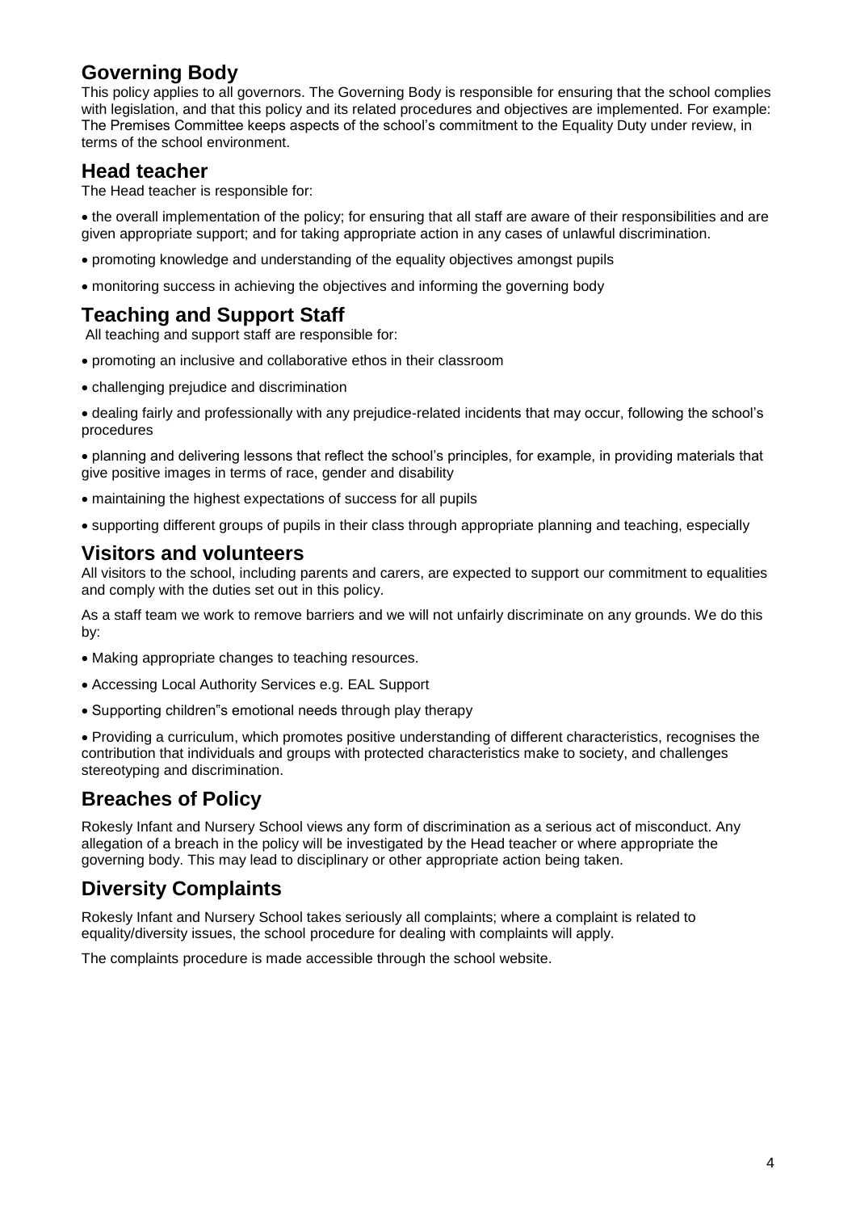## Governing Body

This policy applies to all governors. The Governing Body is responsible for ensuring that the school complies with legislation, and that this policy and its related procedures and objectives are implemented. For example: The Premises Committee keeps aspects of the school's commitment to the Equality Duty under review, in terms of the school environment.

## Head teacher

The Head teacher is responsible for:

- the overall implementation of the policy; for ensuring that all staff are aware of their responsibilities and are given appropriate support; and for taking appropriate action in any cases of unlawful discrimination.
- promoting knowledge and understanding of the equality objectives amongst pupils
- monitoring success in achieving the objectives and informing the governing body

## Teaching and Support Staff

All teaching and support staff are responsible for:

- promoting an inclusive and collaborative ethos in their classroom
- challenging prejudice and discrimination
- dealing fairly and professionally with any prejudice-related incidents that may occur, following the school's procedures
- planning and delivering lessons that reflect the school's principles, for example, in providing materials that give positive images in terms of race, gender and disability
- maintaining the highest expectations of success for all pupils
- supporting different groups of pupils in their class through appropriate planning and teaching, especially

## Visitors and volunteers

All visitors to the school, including parents and carers, are expected to support our commitment to equalities and comply with the duties set out in this policy.

As a staff team we work to remove barriers and we will not unfairly discriminate on any grounds. We do this by:

- Making appropriate changes to teaching resources.
- Accessing Local Authority Services e.g. EAL Support
- Supporting children"s emotional needs through play therapy
- Providing a curriculum, which promotes positive understanding of different characteristics, recognises the contribution that individuals and groups with protected characteristics make to society, and challenges stereotyping and discrimination.

## Breaches of Policy

Rokesly Infant and Nursery School views any form of discrimination as a serious act of misconduct. Any allegation of a breach in the policy will be investigated by the Head teacher or where appropriate the governing body. This may lead to disciplinary or other appropriate action being taken.

## Diversity Complaints

Rokesly Infant and Nursery School takes seriously all complaints; where a complaint is related to equality/diversity issues, the school procedure for dealing with complaints will apply.

The complaints procedure is made accessible through the school website.